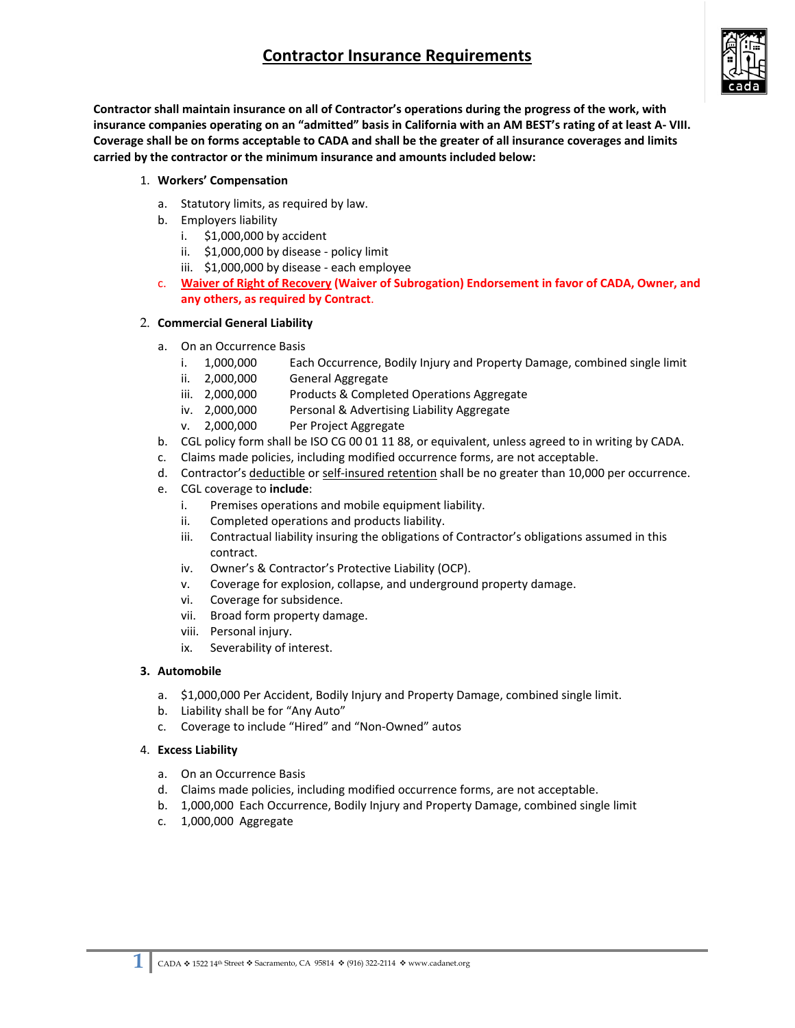# Contractor Insurance Requirements

**Contractor shall maintain insurance on all of Contractor's operations during the progress of the work, with insurance companies operating on an "admitted" basis in California with an AM BEST's rating of at least A- VIII. Coverage shall be on forms acceptable to CADA and shall be the greater of all insurance coverages and limits carried by the contractor or the minimum insurance and amounts included below:**

1. **Workers' Compensation**
   - a. Statutory limits, as required by law.
   - b. Employers liability
     - i. $1,000,000 by accident
     - ii. $1,000,000 by disease - policy limit
     - iii. $1,000,000 by disease - each employee
   - c. **Waiver of Right of Recovery (Waiver of Subrogation) Endorsement in favor of CADA, Owner, and any others, as required by Contract**.

2. **Commercial General Liability**
   - a. On an Occurrence Basis
     - i. 1,000,000 Each Occurrence, Bodily Injury and Property Damage, combined single limit
     - ii. 2,000,000 General Aggregate
     - iii. 2,000,000 Products & Completed Operations Aggregate
     - iv. 2,000,000 Personal & Advertising Liability Aggregate
     - v. 2,000,000 Per Project Aggregate
   - b. CGL policy form shall be ISO CG 00 01 11 88, or equivalent, unless agreed to in writing by CADA.
   - c. Claims made policies, including modified occurrence forms, are not acceptable.
   - d. Contractor's deductible or self-insured retention shall be no greater than 10,000 per occurrence.
   - e. CGL coverage to **include**:
     - i. Premises operations and mobile equipment liability.
     - ii. Completed operations and products liability.
     - iii. Contractual liability insuring the obligations of Contractor's obligations assumed in this contract.
     - iv. Owner's & Contractor's Protective Liability (OCP).
     - v. Coverage for explosion, collapse, and underground property damage.
     - vi. Coverage for subsidence.
     - vii. Broad form property damage.
     - viii. Personal injury.
     - ix. Severability of interest.

3. **Automobile**
   - a. $1,000,000 Per Accident, Bodily Injury and Property Damage, combined single limit.
   - b. Liability shall be for "Any Auto"
   - c. Coverage to include "Hired" and "Non-Owned" autos

4. **Excess Liability**
   - a. On an Occurrence Basis
   - d. Claims made policies, including modified occurrence forms, are not acceptable.
   - b. 1,000,000 Each Occurrence, Bodily Injury and Property Damage, combined single limit
   - c. 1,000,000 Aggregate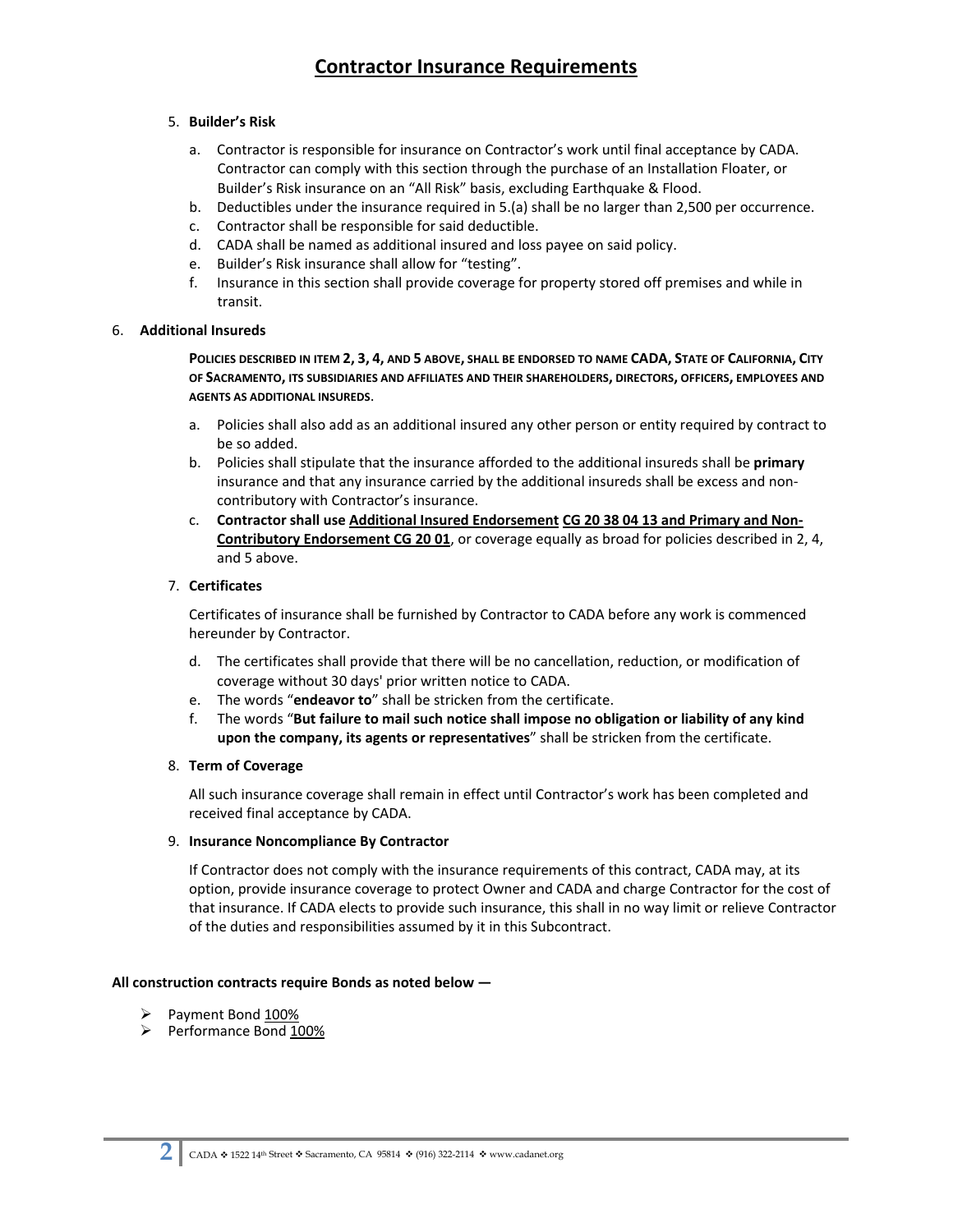# Contractor Insurance Requirements

5. **Builder's Risk**

    a. Contractor is responsible for insurance on Contractor's work until final acceptance by CADA. Contractor can comply with this section through the purchase of an Installation Floater, or Builder's Risk insurance on an "All Risk" basis, excluding Earthquake & Flood.
    
    b. Deductibles under the insurance required in 5.(a) shall be no larger than 2,500 per occurrence.
    
    c. Contractor shall be responsible for said deductible.
    
    d. CADA shall be named as additional insured and loss payee on said policy.
    
    e. Builder's Risk insurance shall allow for "testing".
    
    f. Insurance in this section shall provide coverage for property stored off premises and while in transit.

6. **Additional Insureds**

    **POLICIES DESCRIBED IN ITEM 2, 3, 4, AND 5 ABOVE, SHALL BE ENDORSED TO NAME CADA, STATE OF CALIFORNIA, CITY OF SACRAMENTO, ITS SUBSIDIARIES AND AFFILIATES AND THEIR SHAREHOLDERS, DIRECTORS, OFFICERS, EMPLOYEES AND AGENTS AS ADDITIONAL INSUREDS.**

    a. Policies shall also add as an additional insured any other person or entity required by contract to be so added.
    
    b. Policies shall stipulate that the insurance afforded to the additional insureds shall be **primary** insurance and that any insurance carried by the additional insureds shall be excess and non-contributory with Contractor's insurance.
    
    c. **Contractor shall use Additional Insured Endorsement CG 20 38 04 13 and Primary and Non-Contributory Endorsement CG 20 01**, or coverage equally as broad for policies described in 2, 4, and 5 above.

7. **Certificates**

    Certificates of insurance shall be furnished by Contractor to CADA before any work is commenced hereunder by Contractor.

    d. The certificates shall provide that there will be no cancellation, reduction, or modification of coverage without 30 days' prior written notice to CADA.
    
    e. The words "**endeavor to**" shall be stricken from the certificate.
    
    f. The words "**But failure to mail such notice shall impose no obligation or liability of any kind upon the company, its agents or representatives**" shall be stricken from the certificate.

8. **Term of Coverage**

    All such insurance coverage shall remain in effect until Contractor's work has been completed and received final acceptance by CADA.

9. **Insurance Noncompliance By Contractor**

    If Contractor does not comply with the insurance requirements of this contract, CADA may, at its option, provide insurance coverage to protect Owner and CADA and charge Contractor for the cost of that insurance. If CADA elects to provide such insurance, this shall in no way limit or relieve Contractor of the duties and responsibilities assumed by it in this Subcontract.

**All construction contracts require Bonds as noted below —**

- Payment Bond 100%
- Performance Bond 100%